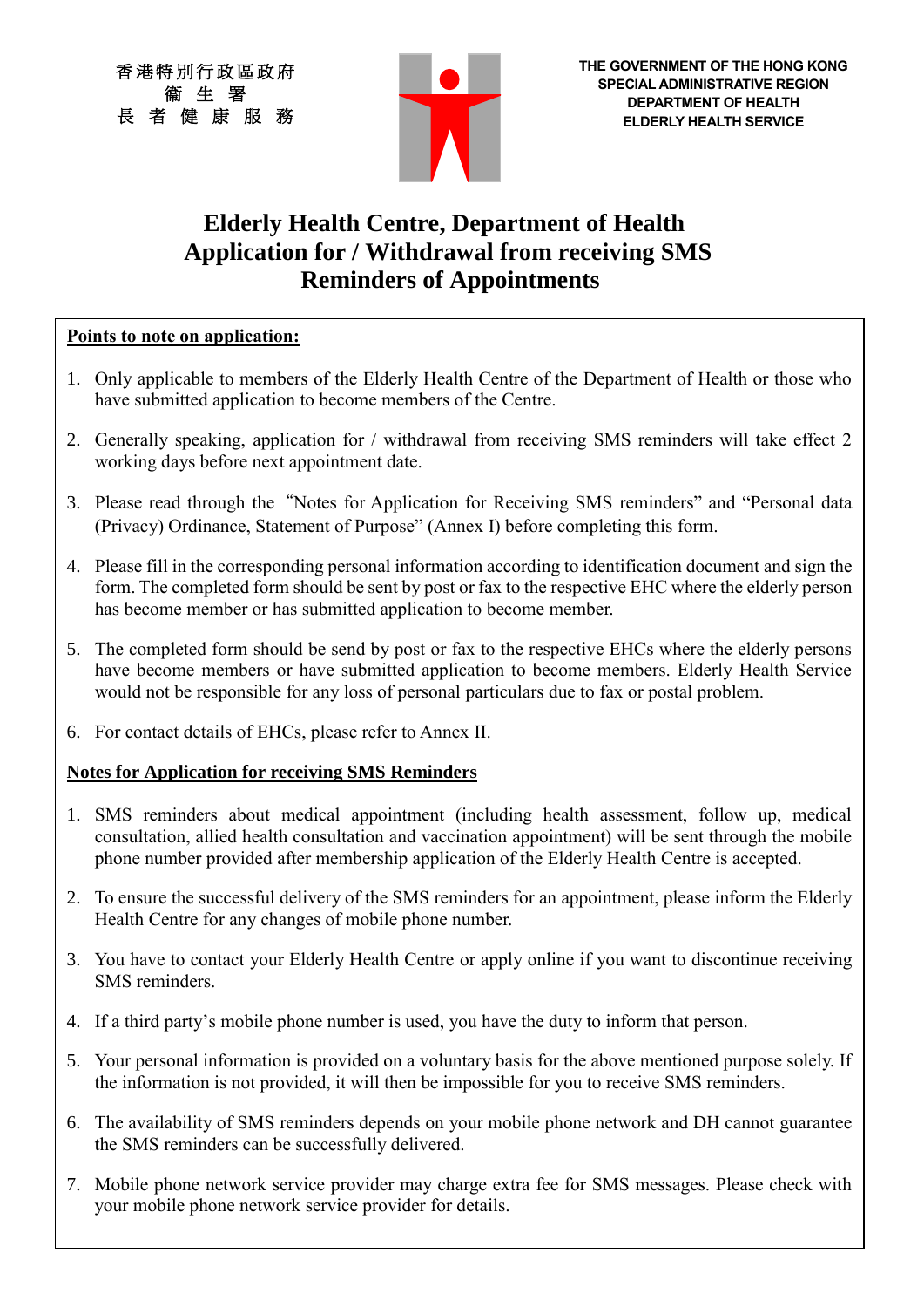香港特別行政區政府
衞 生 署
長 者 健 康 服 務

THE GOVERNMENT OF THE HONG KONG SPECIAL ADMINISTRATIVE REGION
DEPARTMENT OF HEALTH
ELDERLY HEALTH SERVICE

# Elderly Health Centre, Department of Health Application for / Withdrawal from receiving SMS Reminders of Appointments

**Points to note on application:**

1. Only applicable to members of the Elderly Health Centre of the Department of Health or those who have submitted application to become members of the Centre.
2. Generally speaking, application for / withdrawal from receiving SMS reminders will take effect 2 working days before next appointment date.
3. Please read through the "Notes for Application for Receiving SMS reminders" and "Personal data (Privacy) Ordinance, Statement of Purpose" (Annex I) before completing this form.
4. Please fill in the corresponding personal information according to identification document and sign the form. The completed form should be sent by post or fax to the respective EHC where the elderly person has become member or has submitted application to become member.
5. The completed form should be send by post or fax to the respective EHCs where the elderly persons have become members or have submitted application to become members. Elderly Health Service would not be responsible for any loss of personal particulars due to fax or postal problem.
6. For contact details of EHCs, please refer to Annex II.

**Notes for Application for receiving SMS Reminders**

1. SMS reminders about medical appointment (including health assessment, follow up, medical consultation, allied health consultation and vaccination appointment) will be sent through the mobile phone number provided after membership application of the Elderly Health Centre is accepted.
2. To ensure the successful delivery of the SMS reminders for an appointment, please inform the Elderly Health Centre for any changes of mobile phone number.
3. You have to contact your Elderly Health Centre or apply online if you want to discontinue receiving SMS reminders.
4. If a third party's mobile phone number is used, you have the duty to inform that person.
5. Your personal information is provided on a voluntary basis for the above mentioned purpose solely. If the information is not provided, it will then be impossible for you to receive SMS reminders.
6. The availability of SMS reminders depends on your mobile phone network and DH cannot guarantee the SMS reminders can be successfully delivered.
7. Mobile phone network service provider may charge extra fee for SMS messages. Please check with your mobile phone network service provider for details.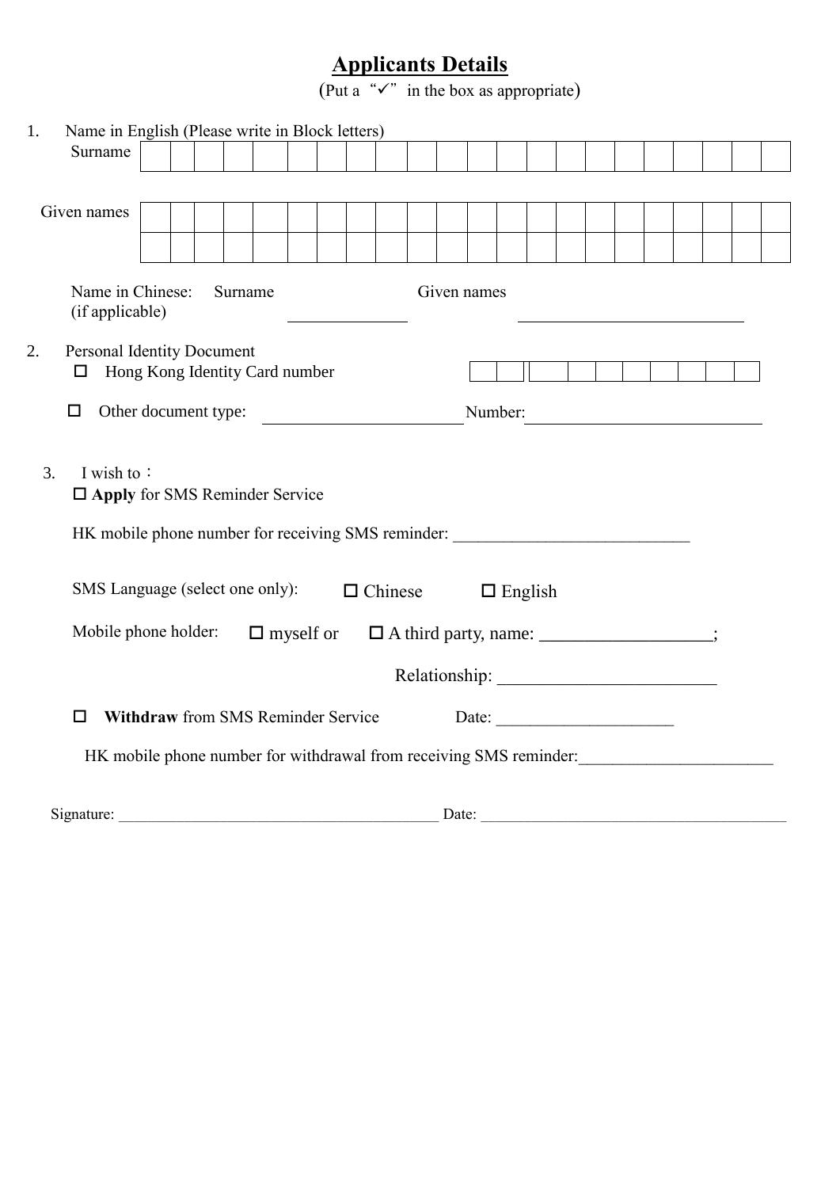# Applicants Details

(Put a "✓" in the box as appropriate)

1. Name in English (Please write in Block letters)

Surname

| | | | | | | | | | | | | | | | | | | | | | |
|---|---|---|---|---|---|---|---|---|---|---|---|---|---|---|---|---|---|---|---|---|---|

Given names

| | | | | | | | | | | | | | | | | | | | | | |
|---|---|---|---|---|---|---|---|---|---|---|---|---|---|---|---|---|---|---|---|---|---|
| | | | | | | | | | | | | | | | | | | | | | |

Name in Chinese: Surname ______________ Given names ____________________________

(if applicable)

2. Personal Identity Document

☐ Hong Kong Identity Card number

| | | | | | | | | | |
|---|---|---|---|---|---|---|---|---|---|

☐ Other document type: ________________________ Number: ____________________________

3. I wish to：

☐ **Apply** for SMS Reminder Service

HK mobile phone number for receiving SMS reminder: ____________________________

SMS Language (select one only): ☐ Chinese ☐ English

Mobile phone holder: ☐ myself or ☐ A third party, name: ___________________;

Relationship: ________________________

☐ **Withdraw** from SMS Reminder Service Date: _____________________

HK mobile phone number for withdrawal from receiving SMS reminder: _______________________

Signature: __________________________________________ Date: ________________________________________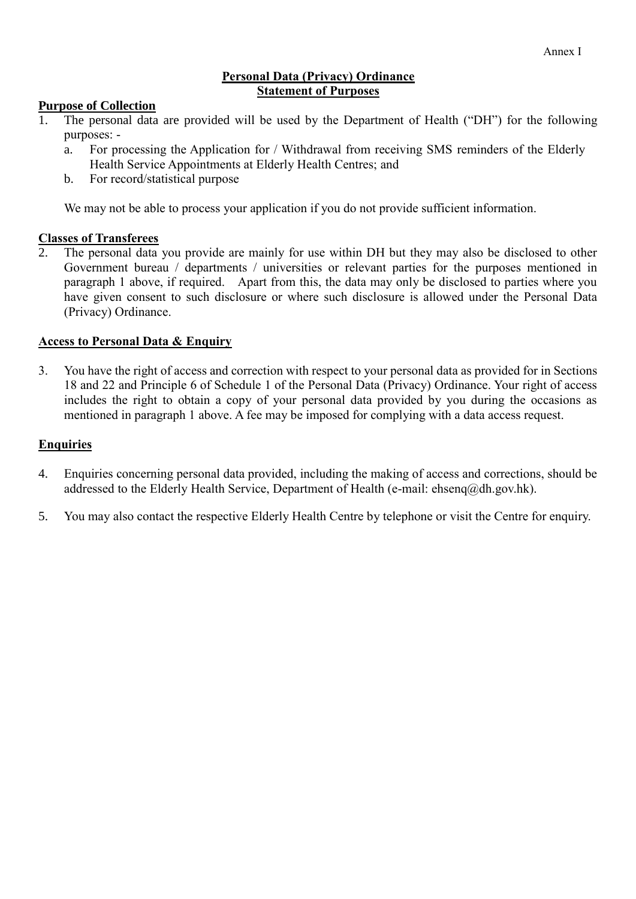Annex I

**Personal Data (Privacy) Ordinance**
**Statement of Purposes**

**Purpose of Collection**

1. The personal data are provided will be used by the Department of Health ("DH") for the following purposes: -
   a. For processing the Application for / Withdrawal from receiving SMS reminders of the Elderly Health Service Appointments at Elderly Health Centres; and
   b. For record/statistical purpose

   We may not be able to process your application if you do not provide sufficient information.

**Classes of Transferees**

2. The personal data you provide are mainly for use within DH but they may also be disclosed to other Government bureau / departments / universities or relevant parties for the purposes mentioned in paragraph 1 above, if required. Apart from this, the data may only be disclosed to parties where you have given consent to such disclosure or where such disclosure is allowed under the Personal Data (Privacy) Ordinance.

**Access to Personal Data & Enquiry**

3. You have the right of access and correction with respect to your personal data as provided for in Sections 18 and 22 and Principle 6 of Schedule 1 of the Personal Data (Privacy) Ordinance. Your right of access includes the right to obtain a copy of your personal data provided by you during the occasions as mentioned in paragraph 1 above. A fee may be imposed for complying with a data access request.

**Enquiries**

4. Enquiries concerning personal data provided, including the making of access and corrections, should be addressed to the Elderly Health Service, Department of Health (e-mail: ehsenq@dh.gov.hk).

5. You may also contact the respective Elderly Health Centre by telephone or visit the Centre for enquiry.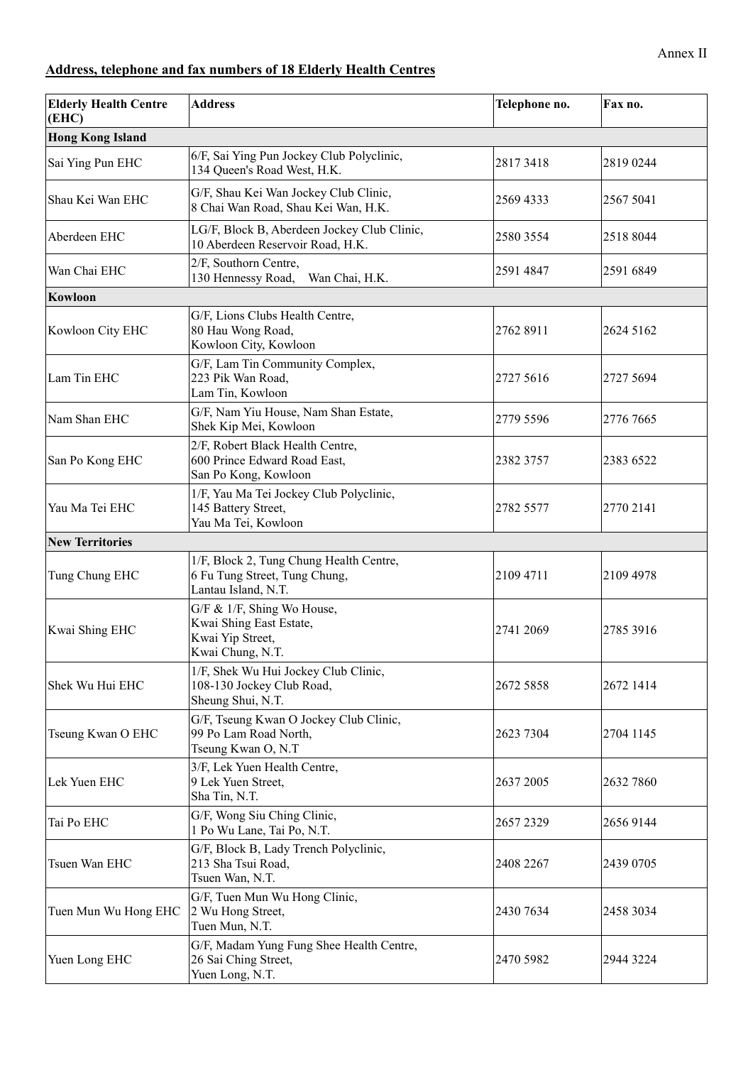Annex II

## Address, telephone and fax numbers of 18 Elderly Health Centres

| Elderly Health Centre (EHC) | Address | Telephone no. | Fax no. |
|---|---|---|---|
| **Hong Kong Island** | | | |
| Sai Ying Pun EHC | 6/F, Sai Ying Pun Jockey Club Polyclinic, 134 Queen's Road West, H.K. | 2817 3418 | 2819 0244 |
| Shau Kei Wan EHC | G/F, Shau Kei Wan Jockey Club Clinic, 8 Chai Wan Road, Shau Kei Wan, H.K. | 2569 4333 | 2567 5041 |
| Aberdeen EHC | LG/F, Block B, Aberdeen Jockey Club Clinic, 10 Aberdeen Reservoir Road, H.K. | 2580 3554 | 2518 8044 |
| Wan Chai EHC | 2/F, Southorn Centre, 130 Hennessy Road, Wan Chai, H.K. | 2591 4847 | 2591 6849 |
| **Kowloon** | | | |
| Kowloon City EHC | G/F, Lions Clubs Health Centre, 80 Hau Wong Road, Kowloon City, Kowloon | 2762 8911 | 2624 5162 |
| Lam Tin EHC | G/F, Lam Tin Community Complex, 223 Pik Wan Road, Lam Tin, Kowloon | 2727 5616 | 2727 5694 |
| Nam Shan EHC | G/F, Nam Yiu House, Nam Shan Estate, Shek Kip Mei, Kowloon | 2779 5596 | 2776 7665 |
| San Po Kong EHC | 2/F, Robert Black Health Centre, 600 Prince Edward Road East, San Po Kong, Kowloon | 2382 3757 | 2383 6522 |
| Yau Ma Tei EHC | 1/F, Yau Ma Tei Jockey Club Polyclinic, 145 Battery Street, Yau Ma Tei, Kowloon | 2782 5577 | 2770 2141 |
| **New Territories** | | | |
| Tung Chung EHC | 1/F, Block 2, Tung Chung Health Centre, 6 Fu Tung Street, Tung Chung, Lantau Island, N.T. | 2109 4711 | 2109 4978 |
| Kwai Shing EHC | G/F & 1/F, Shing Wo House, Kwai Shing East Estate, Kwai Yip Street, Kwai Chung, N.T. | 2741 2069 | 2785 3916 |
| Shek Wu Hui EHC | 1/F, Shek Wu Hui Jockey Club Clinic, 108-130 Jockey Club Road, Sheung Shui, N.T. | 2672 5858 | 2672 1414 |
| Tseung Kwan O EHC | G/F, Tseung Kwan O Jockey Club Clinic, 99 Po Lam Road North, Tseung Kwan O, N.T | 2623 7304 | 2704 1145 |
| Lek Yuen EHC | 3/F, Lek Yuen Health Centre, 9 Lek Yuen Street, Sha Tin, N.T. | 2637 2005 | 2632 7860 |
| Tai Po EHC | G/F, Wong Siu Ching Clinic, 1 Po Wu Lane, Tai Po, N.T. | 2657 2329 | 2656 9144 |
| Tsuen Wan EHC | G/F, Block B, Lady Trench Polyclinic, 213 Sha Tsui Road, Tsuen Wan, N.T. | 2408 2267 | 2439 0705 |
| Tuen Mun Wu Hong EHC | G/F, Tuen Mun Wu Hong Clinic, 2 Wu Hong Street, Tuen Mun, N.T. | 2430 7634 | 2458 3034 |
| Yuen Long EHC | G/F, Madam Yung Fung Shee Health Centre, 26 Sai Ching Street, Yuen Long, N.T. | 2470 5982 | 2944 3224 |